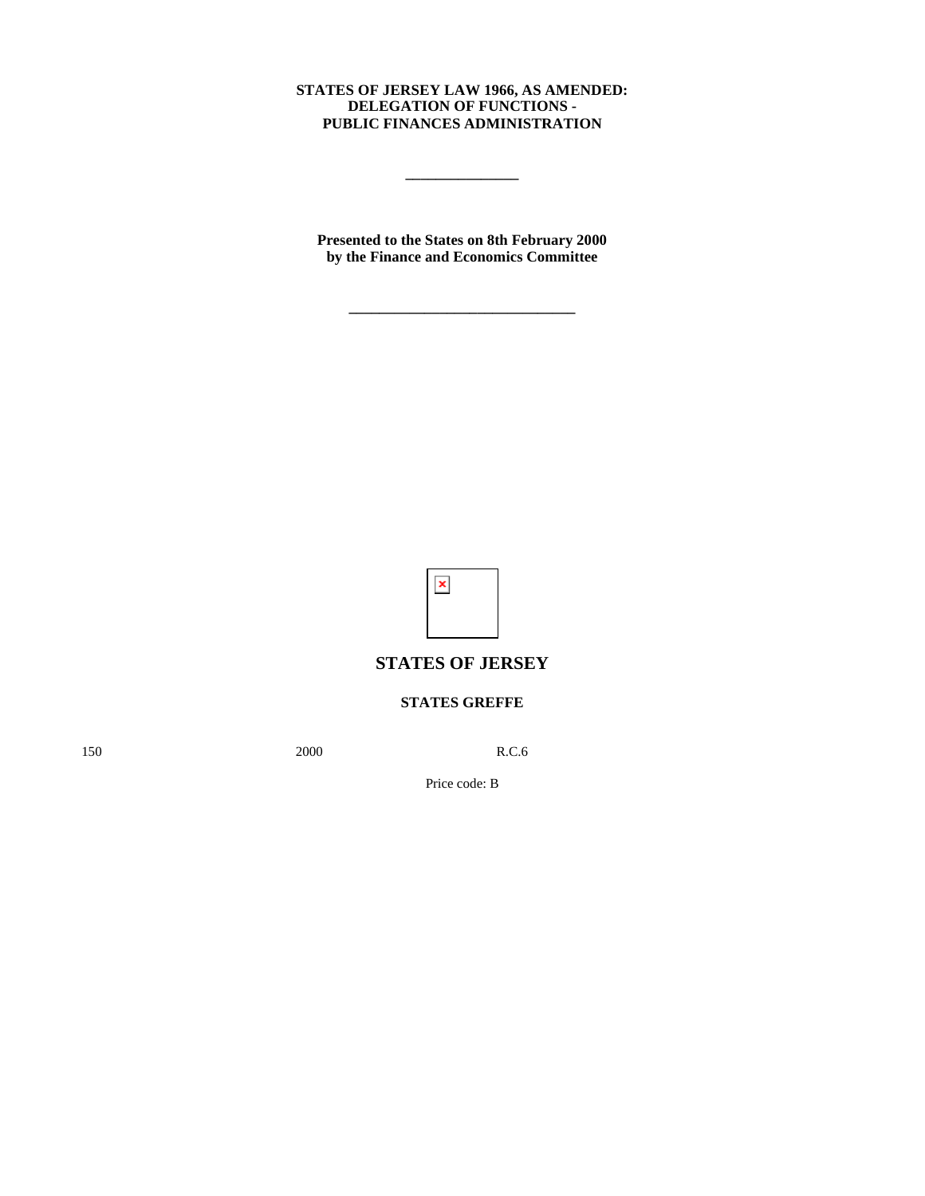**STATES OF JERSEY LAW 1966, AS AMENDED: DELEGATION OF FUNCTIONS - PUBLIC FINANCES ADMINISTRATION**

---

**Presented to the States on 8th February 2000 by the Finance and Economics Committee**

---

## STATES OF JERSEY

### STATES GREFFE

150 2000 R.C.6

Price code: B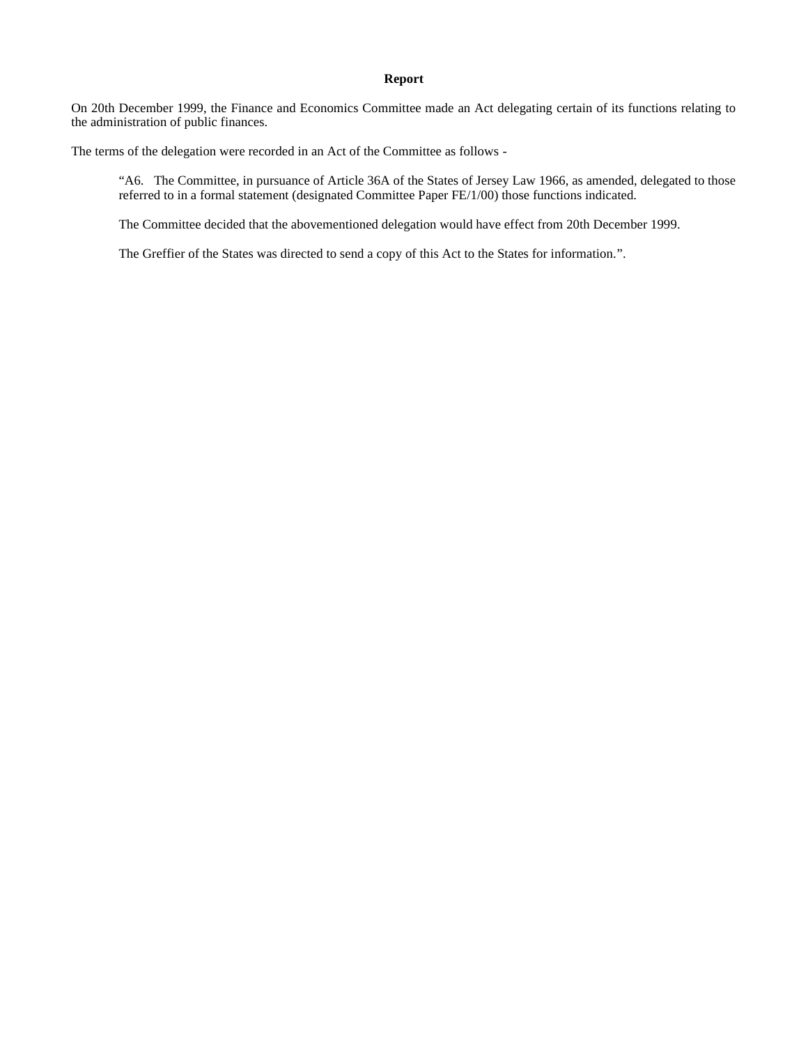**Report**

On 20th December 1999, the Finance and Economics Committee made an Act delegating certain of its functions relating to the administration of public finances.

The terms of the delegation were recorded in an Act of the Committee as follows -

> "A6. The Committee, in pursuance of Article 36A of the States of Jersey Law 1966, as amended, delegated to those referred to in a formal statement (designated Committee Paper FE/1/00) those functions indicated.
>
> The Committee decided that the abovementioned delegation would have effect from 20th December 1999.
>
> The Greffier of the States was directed to send a copy of this Act to the States for information.".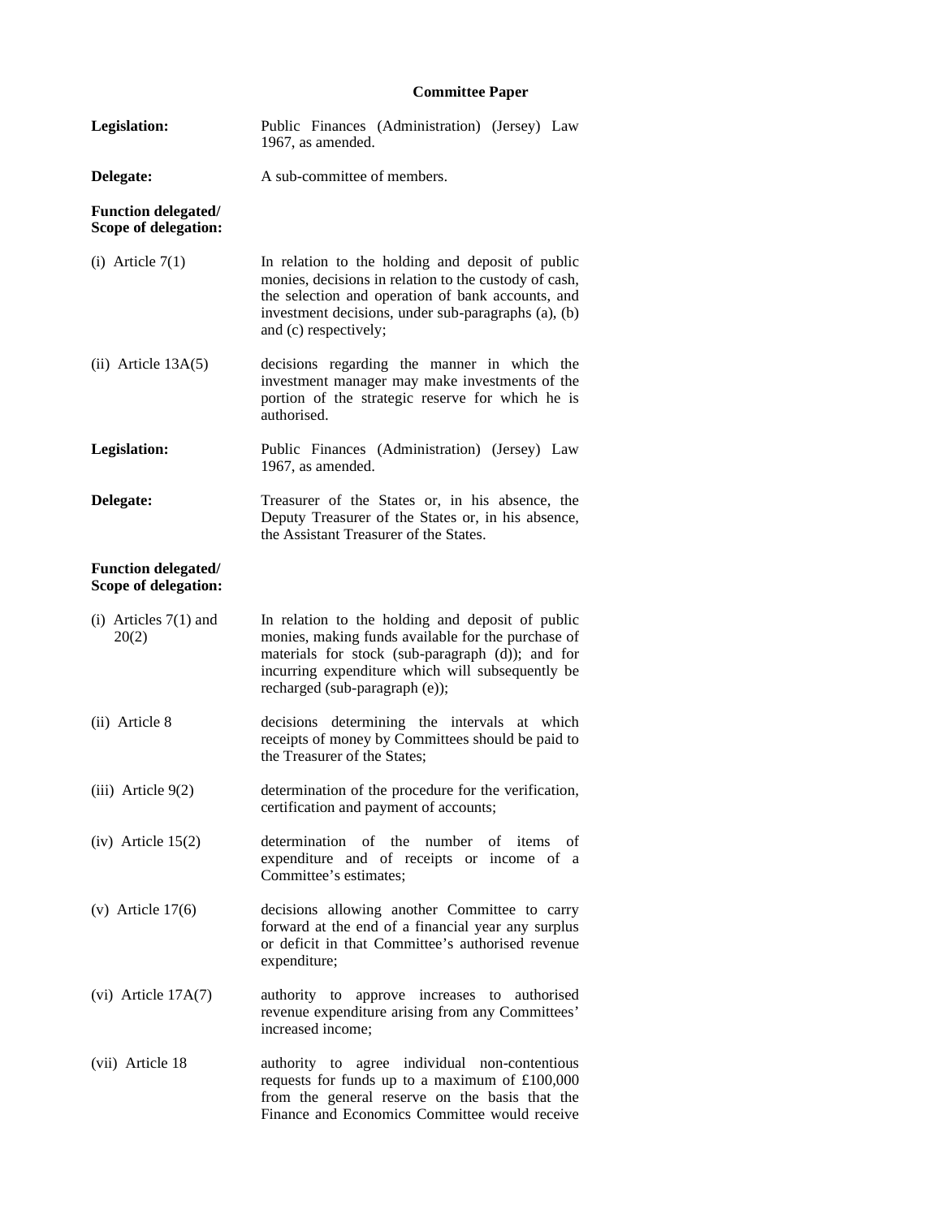**Committee Paper**

**Legislation:** Public Finances (Administration) (Jersey) Law 1967, as amended.

**Delegate:** A sub-committee of members.

**Function delegated/ Scope of delegation:**

(i) Article 7(1) — In relation to the holding and deposit of public monies, decisions in relation to the custody of cash, the selection and operation of bank accounts, and investment decisions, under sub-paragraphs (a), (b) and (c) respectively;

(ii) Article 13A(5) — decisions regarding the manner in which the investment manager may make investments of the portion of the strategic reserve for which he is authorised.

**Legislation:** Public Finances (Administration) (Jersey) Law 1967, as amended.

**Delegate:** Treasurer of the States or, in his absence, the Deputy Treasurer of the States or, in his absence, the Assistant Treasurer of the States.

**Function delegated/ Scope of delegation:**

(i) Articles 7(1) and 20(2) — In relation to the holding and deposit of public monies, making funds available for the purchase of materials for stock (sub-paragraph (d)); and for incurring expenditure which will subsequently be recharged (sub-paragraph (e));

(ii) Article 8 — decisions determining the intervals at which receipts of money by Committees should be paid to the Treasurer of the States;

(iii) Article 9(2) — determination of the procedure for the verification, certification and payment of accounts;

(iv) Article 15(2) — determination of the number of items of expenditure and of receipts or income of a Committee's estimates;

(v) Article 17(6) — decisions allowing another Committee to carry forward at the end of a financial year any surplus or deficit in that Committee's authorised revenue expenditure;

(vi) Article 17A(7) — authority to approve increases to authorised revenue expenditure arising from any Committees' increased income;

(vii) Article 18 — authority to agree individual non-contentious requests for funds up to a maximum of £100,000 from the general reserve on the basis that the Finance and Economics Committee would receive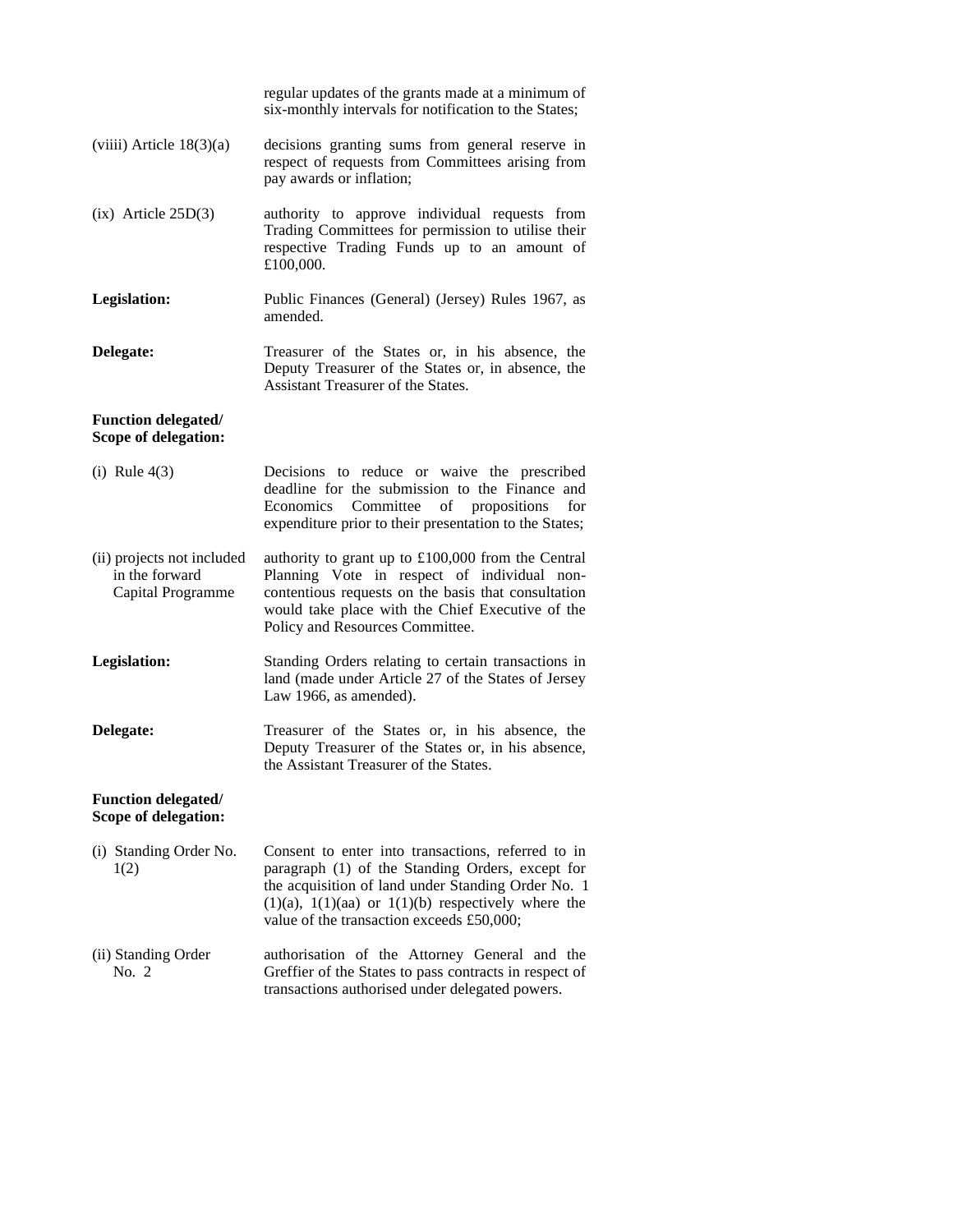| | |
|---|---|
| | regular updates of the grants made at a minimum of six-monthly intervals for notification to the States; |
| (viiii) Article 18(3)(a) | decisions granting sums from general reserve in respect of requests from Committees arising from pay awards or inflation; |
| (ix) Article 25D(3) | authority to approve individual requests from Trading Committees for permission to utilise their respective Trading Funds up to an amount of £100,000. |
| **Legislation:** | Public Finances (General) (Jersey) Rules 1967, as amended. |
| **Delegate:** | Treasurer of the States or, in his absence, the Deputy Treasurer of the States or, in absence, the Assistant Treasurer of the States. |

**Function delegated/ Scope of delegation:**

| | |
|---|---|
| (i) Rule 4(3) | Decisions to reduce or waive the prescribed deadline for the submission to the Finance and Economics Committee of propositions for expenditure prior to their presentation to the States; |
| (ii) projects not included in the forward Capital Programme | authority to grant up to £100,000 from the Central Planning Vote in respect of individual non-contentious requests on the basis that consultation would take place with the Chief Executive of the Policy and Resources Committee. |
| **Legislation:** | Standing Orders relating to certain transactions in land (made under Article 27 of the States of Jersey Law 1966, as amended). |
| **Delegate:** | Treasurer of the States or, in his absence, the Deputy Treasurer of the States or, in his absence, the Assistant Treasurer of the States. |

**Function delegated/ Scope of delegation:**

| | |
|---|---|
| (i) Standing Order No. 1(2) | Consent to enter into transactions, referred to in paragraph (1) of the Standing Orders, except for the acquisition of land under Standing Order No. 1 (1)(a), 1(1)(aa) or 1(1)(b) respectively where the value of the transaction exceeds £50,000; |
| (ii) Standing Order No. 2 | authorisation of the Attorney General and the Greffier of the States to pass contracts in respect of transactions authorised under delegated powers. |